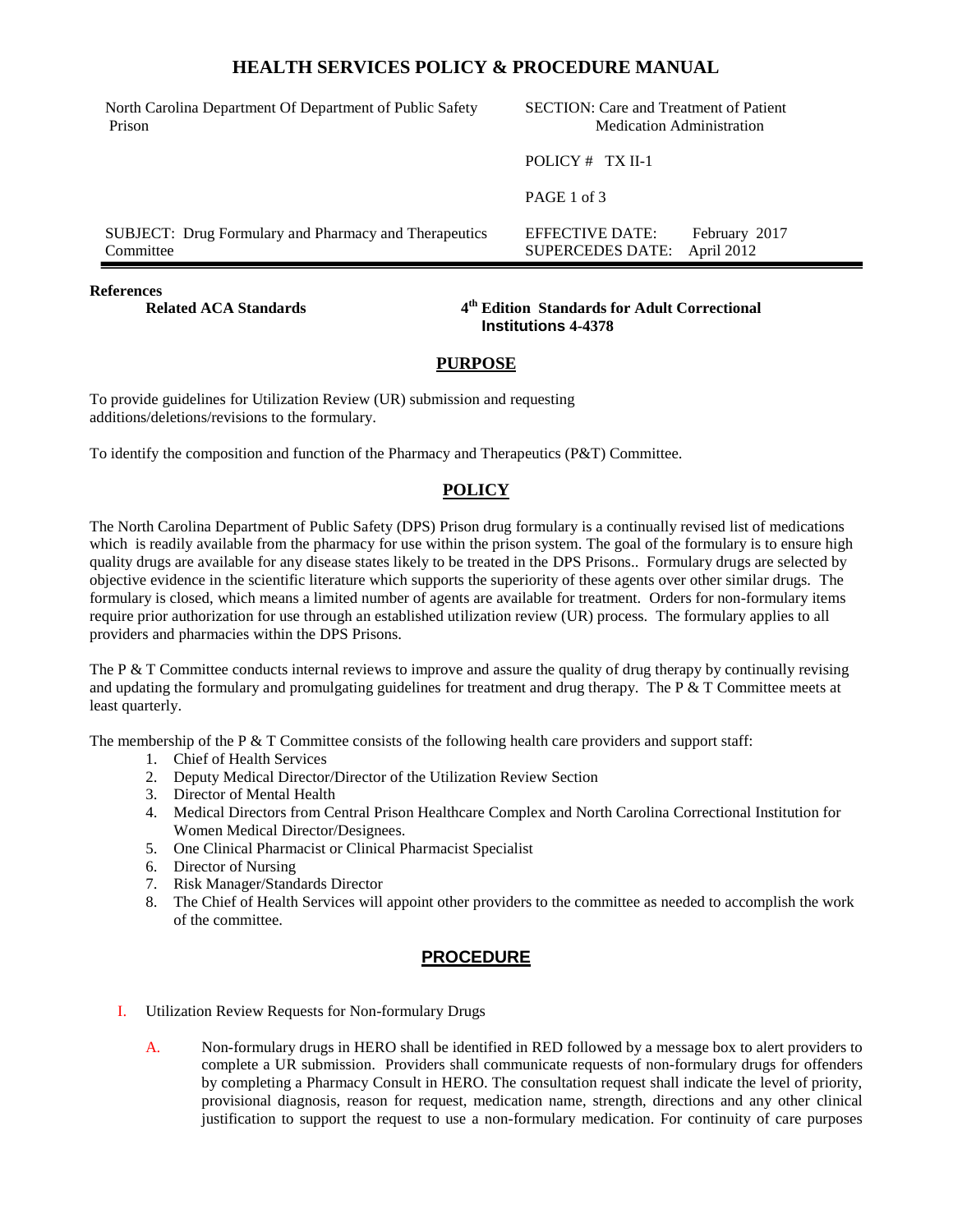# HEALTH SERVICES POLICY & PROCEDURE MANUAL

| North Carolina Department Of Department of Public Safety Prison | SECTION: Care and Treatment of Patient Medication Administration |
|---|---|
| | POLICY # TX II-1 |
| | PAGE 1 of 3 |
| SUBJECT: Drug Formulary and Pharmacy and Therapeutics Committee | EFFECTIVE DATE: February 2017<br>SUPERCEDES DATE: April 2012 |

**References**

**Related ACA Standards** — **4th Edition Standards for Adult Correctional Institutions 4-4378**

## PURPOSE

To provide guidelines for Utilization Review (UR) submission and requesting additions/deletions/revisions to the formulary.

To identify the composition and function of the Pharmacy and Therapeutics (P&T) Committee.

## POLICY

The North Carolina Department of Public Safety (DPS) Prison drug formulary is a continually revised list of medications which is readily available from the pharmacy for use within the prison system. The goal of the formulary is to ensure high quality drugs are available for any disease states likely to be treated in the DPS Prisons.. Formulary drugs are selected by objective evidence in the scientific literature which supports the superiority of these agents over other similar drugs. The formulary is closed, which means a limited number of agents are available for treatment. Orders for non-formulary items require prior authorization for use through an established utilization review (UR) process. The formulary applies to all providers and pharmacies within the DPS Prisons.

The P & T Committee conducts internal reviews to improve and assure the quality of drug therapy by continually revising and updating the formulary and promulgating guidelines for treatment and drug therapy. The P & T Committee meets at least quarterly.

The membership of the P & T Committee consists of the following health care providers and support staff:

1. Chief of Health Services
2. Deputy Medical Director/Director of the Utilization Review Section
3. Director of Mental Health
4. Medical Directors from Central Prison Healthcare Complex and North Carolina Correctional Institution for Women Medical Director/Designees.
5. One Clinical Pharmacist or Clinical Pharmacist Specialist
6. Director of Nursing
7. Risk Manager/Standards Director
8. The Chief of Health Services will appoint other providers to the committee as needed to accomplish the work of the committee.

## PROCEDURE

I. Utilization Review Requests for Non-formulary Drugs

A. Non-formulary drugs in HERO shall be identified in RED followed by a message box to alert providers to complete a UR submission. Providers shall communicate requests of non-formulary drugs for offenders by completing a Pharmacy Consult in HERO. The consultation request shall indicate the level of priority, provisional diagnosis, reason for request, medication name, strength, directions and any other clinical justification to support the request to use a non-formulary medication. For continuity of care purposes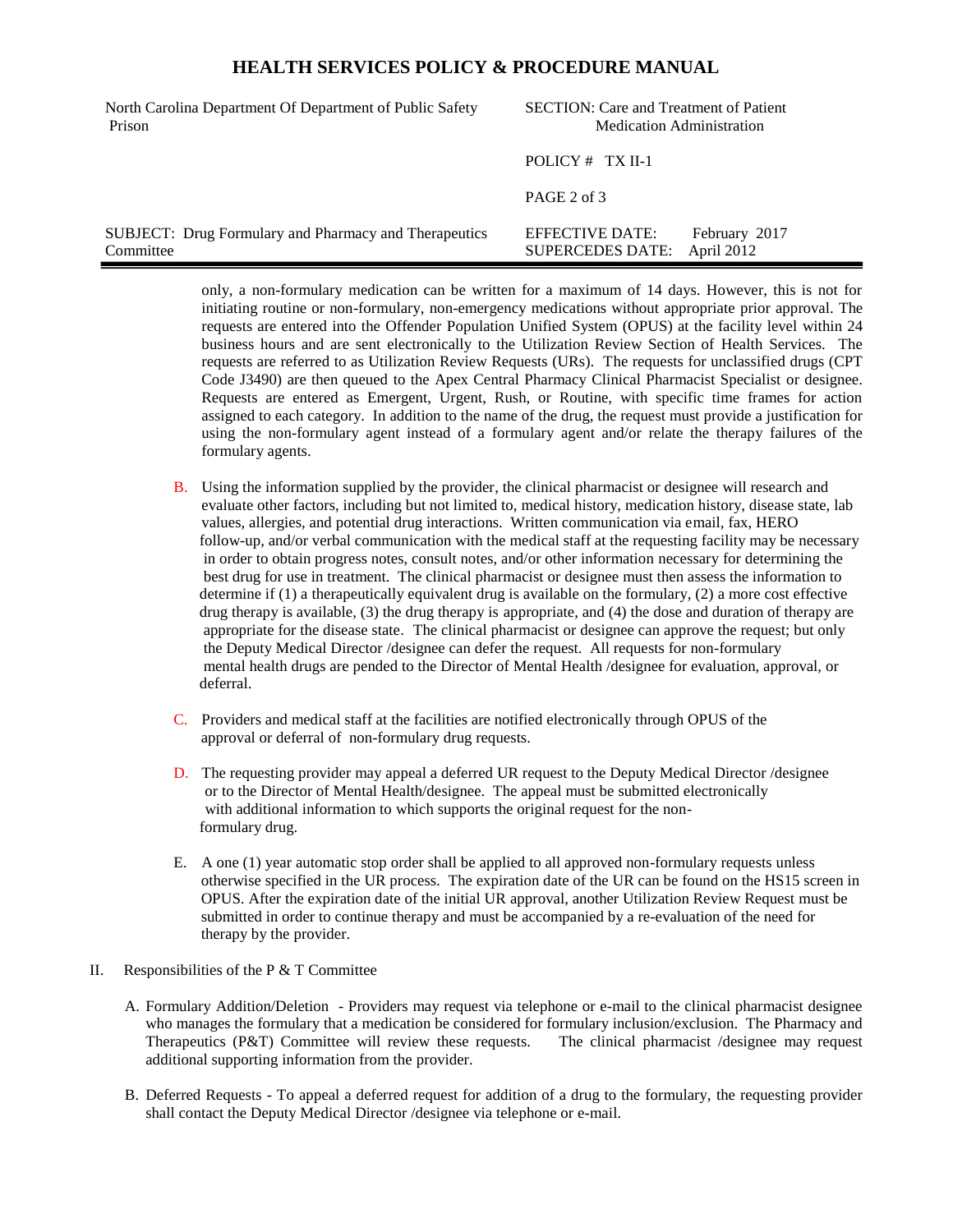only, a non-formulary medication can be written for a maximum of 14 days. However, this is not for initiating routine or non-formulary, non-emergency medications without appropriate prior approval. The requests are entered into the Offender Population Unified System (OPUS) at the facility level within 24 business hours and are sent electronically to the Utilization Review Section of Health Services. The requests are referred to as Utilization Review Requests (URs). The requests for unclassified drugs (CPT Code J3490) are then queued to the Apex Central Pharmacy Clinical Pharmacist Specialist or designee. Requests are entered as Emergent, Urgent, Rush, or Routine, with specific time frames for action assigned to each category. In addition to the name of the drug, the request must provide a justification for using the non-formulary agent instead of a formulary agent and/or relate the therapy failures of the formulary agents.

B. Using the information supplied by the provider, the clinical pharmacist or designee will research and evaluate other factors, including but not limited to, medical history, medication history, disease state, lab values, allergies, and potential drug interactions. Written communication via email, fax, HERO follow-up, and/or verbal communication with the medical staff at the requesting facility may be necessary in order to obtain progress notes, consult notes, and/or other information necessary for determining the best drug for use in treatment. The clinical pharmacist or designee must then assess the information to determine if (1) a therapeutically equivalent drug is available on the formulary, (2) a more cost effective drug therapy is available, (3) the drug therapy is appropriate, and (4) the dose and duration of therapy are appropriate for the disease state. The clinical pharmacist or designee can approve the request; but only the Deputy Medical Director /designee can defer the request. All requests for non-formulary mental health drugs are pended to the Director of Mental Health /designee for evaluation, approval, or deferral.

C. Providers and medical staff at the facilities are notified electronically through OPUS of the approval or deferral of non-formulary drug requests.

D. The requesting provider may appeal a deferred UR request to the Deputy Medical Director /designee or to the Director of Mental Health/designee. The appeal must be submitted electronically with additional information to which supports the original request for the non-formulary drug.

E. A one (1) year automatic stop order shall be applied to all approved non-formulary requests unless otherwise specified in the UR process. The expiration date of the UR can be found on the HS15 screen in OPUS. After the expiration date of the initial UR approval, another Utilization Review Request must be submitted in order to continue therapy and must be accompanied by a re-evaluation of the need for therapy by the provider.

II. Responsibilities of the P & T Committee

A. Formulary Addition/Deletion - Providers may request via telephone or e-mail to the clinical pharmacist designee who manages the formulary that a medication be considered for formulary inclusion/exclusion. The Pharmacy and Therapeutics (P&T) Committee will review these requests. The clinical pharmacist /designee may request additional supporting information from the provider.

B. Deferred Requests - To appeal a deferred request for addition of a drug to the formulary, the requesting provider shall contact the Deputy Medical Director /designee via telephone or e-mail.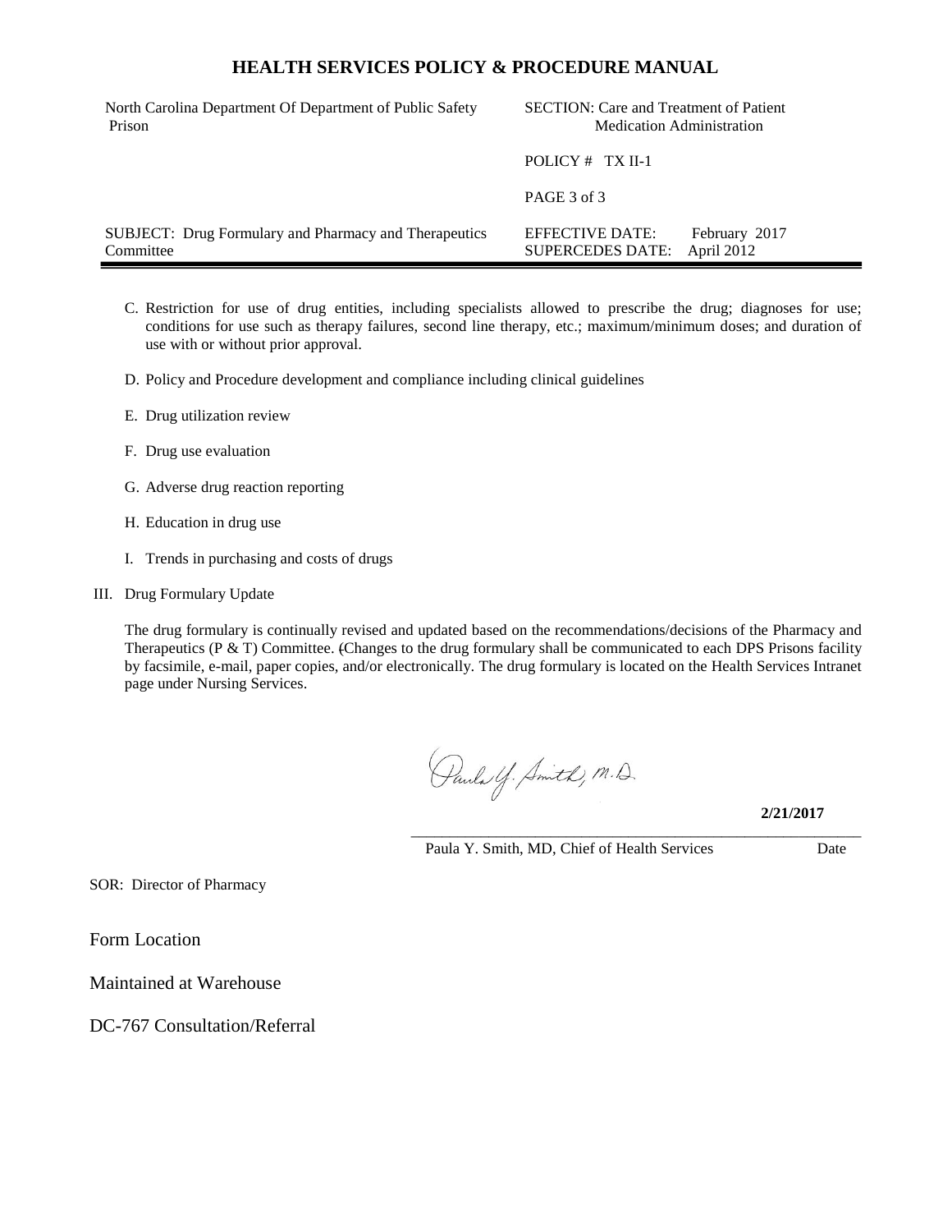C. Restriction for use of drug entities, including specialists allowed to prescribe the drug; diagnoses for use; conditions for use such as therapy failures, second line therapy, etc.; maximum/minimum doses; and duration of use with or without prior approval.

D. Policy and Procedure development and compliance including clinical guidelines

E. Drug utilization review

F. Drug use evaluation

G. Adverse drug reaction reporting

H. Education in drug use

I. Trends in purchasing and costs of drugs

III. Drug Formulary Update

The drug formulary is continually revised and updated based on the recommendations/decisions of the Pharmacy and Therapeutics (P & T) Committee. (Changes to the drug formulary shall be communicated to each DPS Prisons facility by facsimile, e-mail, paper copies, and/or electronically. The drug formulary is located on the Health Services Intranet page under Nursing Services.

Paula Y. Smith, M.D.

**2/21/2017**

Paula Y. Smith, MD, Chief of Health Services &nbsp;&nbsp;&nbsp;&nbsp; Date

SOR: Director of Pharmacy

Form Location

Maintained at Warehouse

DC-767 Consultation/Referral